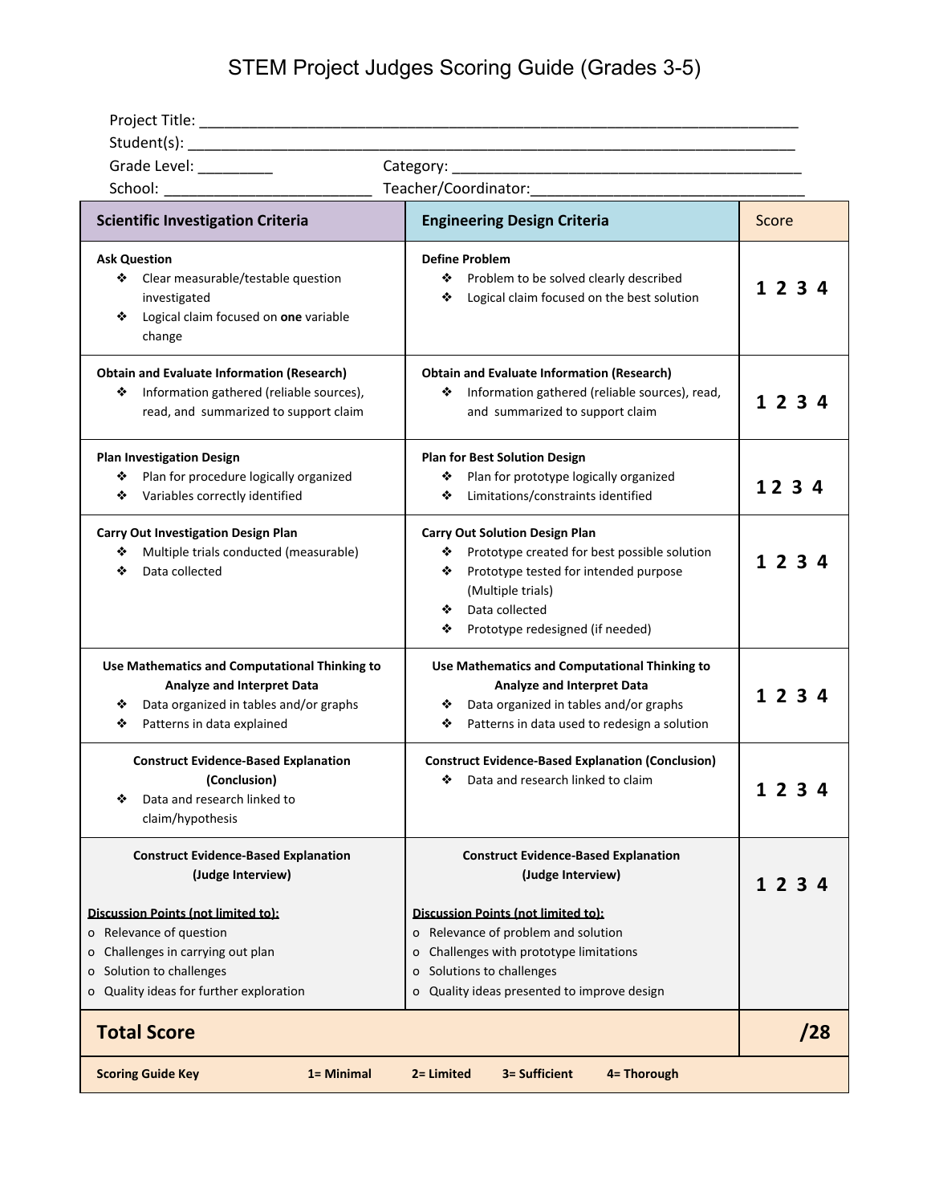# STEM Project Judges Scoring Guide (Grades 3-5)

Project Title: ______________________________________________________________________

Student(s): ________________________________________________________________________

Grade Level: _________ Category: __________________________________________

School: _________________________ Teacher/Coordinator:________________________________

| Scientific Investigation Criteria | Engineering Design Criteria | Score |
|---|---|---|
| **Ask Question**<br>❖ Clear measurable/testable question investigated<br>❖ Logical claim focused on **one** variable change | **Define Problem**<br>❖ Problem to be solved clearly described<br>❖ Logical claim focused on the best solution | **1 2 3 4** |
| **Obtain and Evaluate Information (Research)**<br>❖ Information gathered (reliable sources), read, and summarized to support claim | **Obtain and Evaluate Information (Research)**<br>❖ Information gathered (reliable sources), read, and summarized to support claim | **1 2 3 4** |
| **Plan Investigation Design**<br>❖ Plan for procedure logically organized<br>❖ Variables correctly identified | **Plan for Best Solution Design**<br>❖ Plan for prototype logically organized<br>❖ Limitations/constraints identified | **1 2 3 4** |
| **Carry Out Investigation Design Plan**<br>❖ Multiple trials conducted (measurable)<br>❖ Data collected | **Carry Out Solution Design Plan**<br>❖ Prototype created for best possible solution<br>❖ Prototype tested for intended purpose (Multiple trials)<br>❖ Data collected<br>❖ Prototype redesigned (if needed) | **1 2 3 4** |
| **Use Mathematics and Computational Thinking to Analyze and Interpret Data**<br>❖ Data organized in tables and/or graphs<br>❖ Patterns in data explained | **Use Mathematics and Computational Thinking to Analyze and Interpret Data**<br>❖ Data organized in tables and/or graphs<br>❖ Patterns in data used to redesign a solution | **1 2 3 4** |
| **Construct Evidence-Based Explanation (Conclusion)**<br>❖ Data and research linked to claim/hypothesis | **Construct Evidence-Based Explanation (Conclusion)**<br>❖ Data and research linked to claim | **1 2 3 4** |
| **Construct Evidence-Based Explanation (Judge Interview)**<br><br>**Discussion Points (not limited to):**<br>o Relevance of question<br>o Challenges in carrying out plan<br>o Solution to challenges<br>o Quality ideas for further exploration | **Construct Evidence-Based Explanation (Judge Interview)**<br><br>**Discussion Points (not limited to):**<br>o Relevance of problem and solution<br>o Challenges with prototype limitations<br>o Solutions to challenges<br>o Quality ideas presented to improve design | **1 2 3 4** |
| **Total Score** | | **/28** |
| **Scoring Guide Key** | **1= Minimal 2= Limited 3= Sufficient 4= Thorough** | |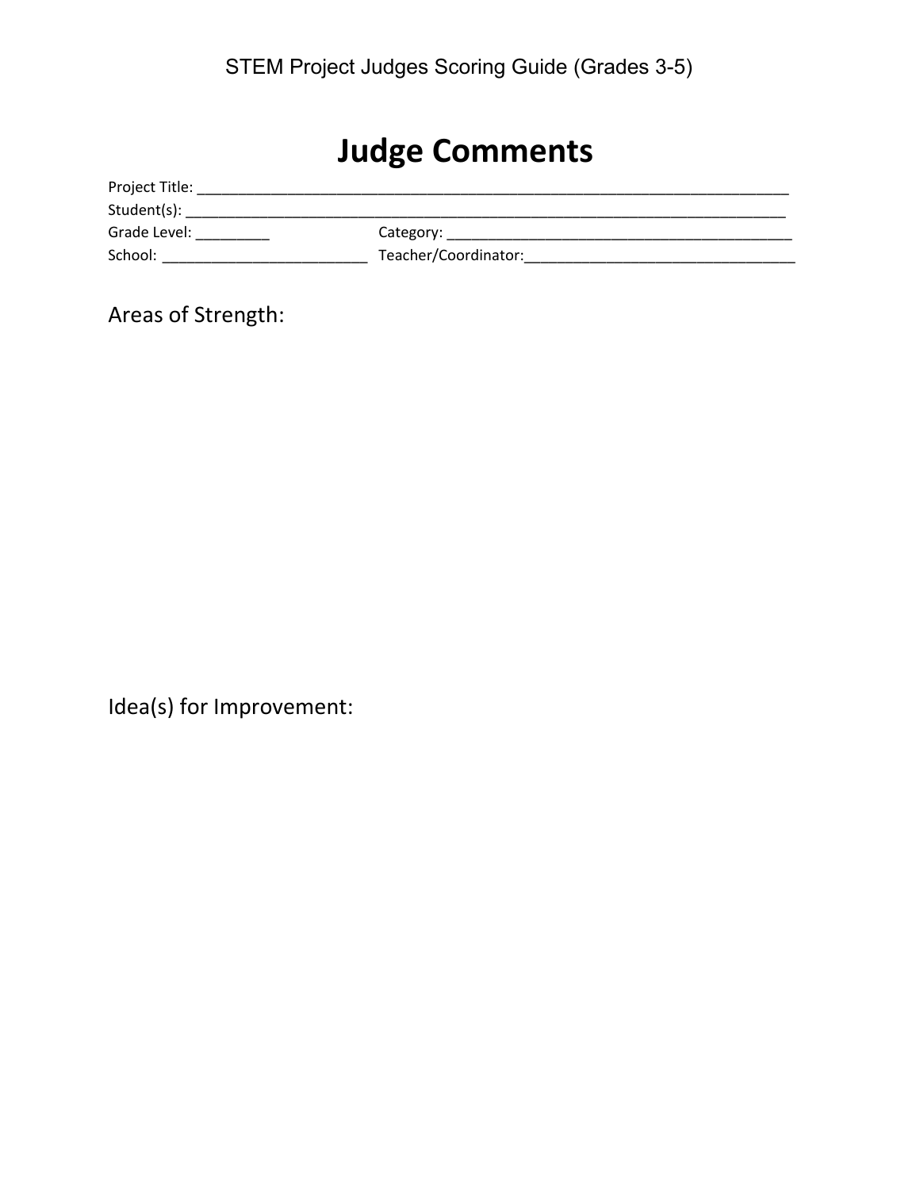# Judge Comments

Project Title: ___________________________________________________________________________

Student(s): ______________________________________________________________________________

Grade Level: _________ Category: ____________________________________________

School: __________________________ Teacher/Coordinator:__________________________________

Areas of Strength:

Idea(s) for Improvement: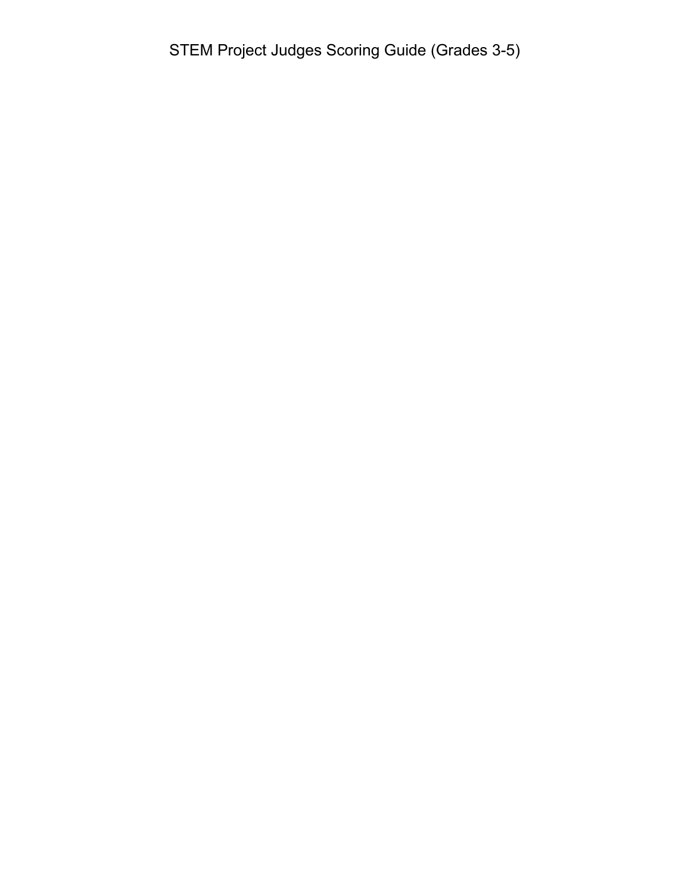STEM Project Judges Scoring Guide (Grades 3-5)